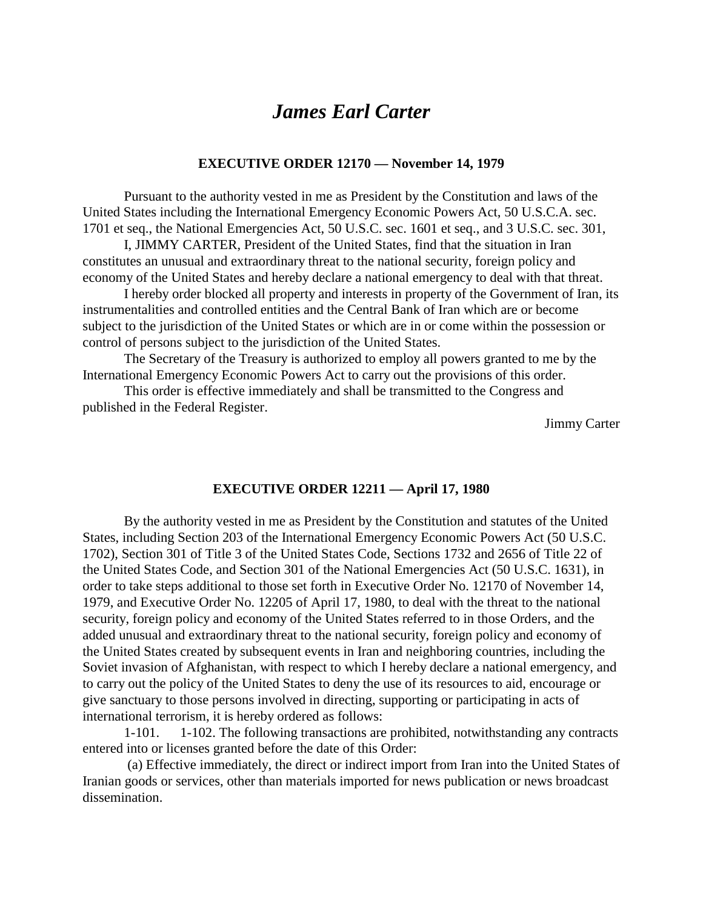# *James Earl Carter*

### EXECUTIVE ORDER 12170 — November 14, 1979

Pursuant to the authority vested in me as President by the Constitution and laws of the United States including the International Emergency Economic Powers Act, 50 U.S.C.A. sec. 1701 et seq., the National Emergencies Act, 50 U.S.C. sec. 1601 et seq., and 3 U.S.C. sec. 301,

I, JIMMY CARTER, President of the United States, find that the situation in Iran constitutes an unusual and extraordinary threat to the national security, foreign policy and economy of the United States and hereby declare a national emergency to deal with that threat.

I hereby order blocked all property and interests in property of the Government of Iran, its instrumentalities and controlled entities and the Central Bank of Iran which are or become subject to the jurisdiction of the United States or which are in or come within the possession or control of persons subject to the jurisdiction of the United States.

The Secretary of the Treasury is authorized to employ all powers granted to me by the International Emergency Economic Powers Act to carry out the provisions of this order.

This order is effective immediately and shall be transmitted to the Congress and published in the Federal Register.

Jimmy Carter

### EXECUTIVE ORDER 12211 — April 17, 1980

By the authority vested in me as President by the Constitution and statutes of the United States, including Section 203 of the International Emergency Economic Powers Act (50 U.S.C. 1702), Section 301 of Title 3 of the United States Code, Sections 1732 and 2656 of Title 22 of the United States Code, and Section 301 of the National Emergencies Act (50 U.S.C. 1631), in order to take steps additional to those set forth in Executive Order No. 12170 of November 14, 1979, and Executive Order No. 12205 of April 17, 1980, to deal with the threat to the national security, foreign policy and economy of the United States referred to in those Orders, and the added unusual and extraordinary threat to the national security, foreign policy and economy of the United States created by subsequent events in Iran and neighboring countries, including the Soviet invasion of Afghanistan, with respect to which I hereby declare a national emergency, and to carry out the policy of the United States to deny the use of its resources to aid, encourage or give sanctuary to those persons involved in directing, supporting or participating in acts of international terrorism, it is hereby ordered as follows:

1-101. 1-102. The following transactions are prohibited, notwithstanding any contracts entered into or licenses granted before the date of this Order:

(a) Effective immediately, the direct or indirect import from Iran into the United States of Iranian goods or services, other than materials imported for news publication or news broadcast dissemination.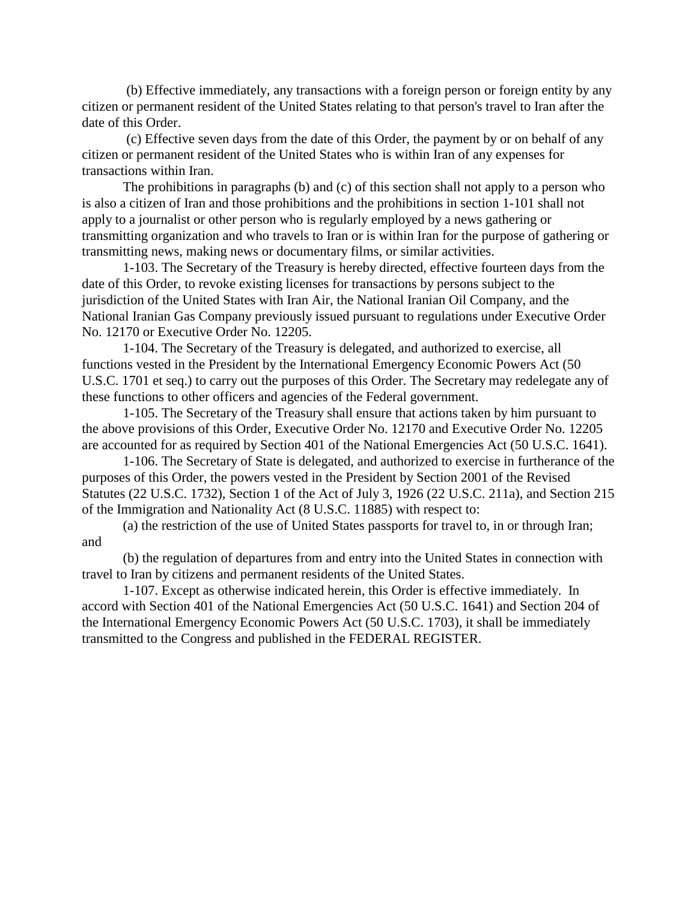(b) Effective immediately, any transactions with a foreign person or foreign entity by any citizen or permanent resident of the United States relating to that person's travel to Iran after the date of this Order.

(c) Effective seven days from the date of this Order, the payment by or on behalf of any citizen or permanent resident of the United States who is within Iran of any expenses for transactions within Iran.

The prohibitions in paragraphs (b) and (c) of this section shall not apply to a person who is also a citizen of Iran and those prohibitions and the prohibitions in section 1-101 shall not apply to a journalist or other person who is regularly employed by a news gathering or transmitting organization and who travels to Iran or is within Iran for the purpose of gathering or transmitting news, making news or documentary films, or similar activities.

1-103. The Secretary of the Treasury is hereby directed, effective fourteen days from the date of this Order, to revoke existing licenses for transactions by persons subject to the jurisdiction of the United States with Iran Air, the National Iranian Oil Company, and the National Iranian Gas Company previously issued pursuant to regulations under Executive Order No. 12170 or Executive Order No. 12205.

1-104. The Secretary of the Treasury is delegated, and authorized to exercise, all functions vested in the President by the International Emergency Economic Powers Act (50 U.S.C. 1701 et seq.) to carry out the purposes of this Order. The Secretary may redelegate any of these functions to other officers and agencies of the Federal government.

1-105. The Secretary of the Treasury shall ensure that actions taken by him pursuant to the above provisions of this Order, Executive Order No. 12170 and Executive Order No. 12205 are accounted for as required by Section 401 of the National Emergencies Act (50 U.S.C. 1641).

1-106. The Secretary of State is delegated, and authorized to exercise in furtherance of the purposes of this Order, the powers vested in the President by Section 2001 of the Revised Statutes (22 U.S.C. 1732), Section 1 of the Act of July 3, 1926 (22 U.S.C. 211a), and Section 215 of the Immigration and Nationality Act (8 U.S.C. 11885) with respect to:

(a) the restriction of the use of United States passports for travel to, in or through Iran; and

(b) the regulation of departures from and entry into the United States in connection with travel to Iran by citizens and permanent residents of the United States.

1-107. Except as otherwise indicated herein, this Order is effective immediately. In accord with Section 401 of the National Emergencies Act (50 U.S.C. 1641) and Section 204 of the International Emergency Economic Powers Act (50 U.S.C. 1703), it shall be immediately transmitted to the Congress and published in the FEDERAL REGISTER.